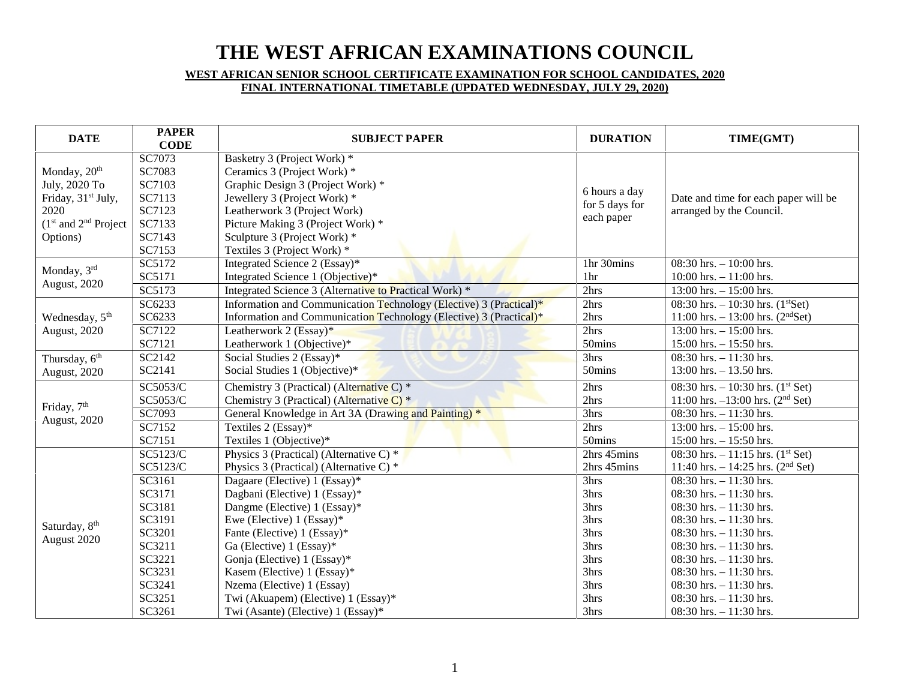# THE WEST AFRICAN EXAMINATIONS COUNCIL

**WEST AFRICAN SENIOR SCHOOL CERTIFICATE EXAMINATION FOR SCHOOL CANDIDATES, 2020**

**FINAL INTERNATIONAL TIMETABLE (UPDATED WEDNESDAY, JULY 29, 2020)**

| DATE | PAPER CODE | SUBJECT PAPER | DURATION | TIME(GMT) |
|---|---|---|---|---|
| Monday, 20th July, 2020 To Friday, 31st July, 2020 (1st and 2nd Project Options) | SC7073 | Basketry 3 (Project Work) * | 6 hours a day for 5 days for each paper | Date and time for each paper will be arranged by the Council. |
| | SC7083 | Ceramics 3 (Project Work) * | | |
| | SC7103 | Graphic Design 3 (Project Work) * | | |
| | SC7113 | Jewellery 3 (Project Work) * | | |
| | SC7123 | Leatherwork 3 (Project Work) | | |
| | SC7133 | Picture Making 3 (Project Work) * | | |
| | SC7143 | Sculpture 3 (Project Work) * | | |
| | SC7153 | Textiles 3 (Project Work) * | | |
| Monday, 3rd August, 2020 | SC5172 | Integrated Science 2 (Essay)* | 1hr 30mins | 08:30 hrs. – 10:00 hrs. |
| | SC5171 | Integrated Science 1 (Objective)* | 1hr | 10:00 hrs. – 11:00 hrs. |
| | SC5173 | Integrated Science 3 (Alternative to Practical Work) * | 2hrs | 13:00 hrs. – 15:00 hrs. |
| Wednesday, 5th August, 2020 | SC6233 | Information and Communication Technology (Elective) 3 (Practical)* | 2hrs | 08:30 hrs. – 10:30 hrs. (1st Set) |
| | SC6233 | Information and Communication Technology (Elective) 3 (Practical)* | 2hrs | 11:00 hrs. – 13:00 hrs. (2nd Set) |
| | SC7122 | Leatherwork 2 (Essay)* | 2hrs | 13:00 hrs. – 15:00 hrs. |
| | SC7121 | Leatherwork 1 (Objective)* | 50mins | 15:00 hrs. – 15:50 hrs. |
| Thursday, 6th August, 2020 | SC2142 | Social Studies 2 (Essay)* | 3hrs | 08:30 hrs. – 11:30 hrs. |
| | SC2141 | Social Studies 1 (Objective)* | 50mins | 13:00 hrs. – 13.50 hrs. |
| Friday, 7th August, 2020 | SC5053/C | Chemistry 3 (Practical) (Alternative C) * | 2hrs | 08:30 hrs. – 10:30 hrs. (1st Set) |
| | SC5053/C | Chemistry 3 (Practical) (Alternative C) * | 2hrs | 11:00 hrs. –13:00 hrs. (2nd Set) |
| | SC7093 | General Knowledge in Art 3A (Drawing and Painting) * | 3hrs | 08:30 hrs. – 11:30 hrs. |
| | SC7152 | Textiles 2 (Essay)* | 2hrs | 13:00 hrs. – 15:00 hrs. |
| | SC7151 | Textiles 1 (Objective)* | 50mins | 15:00 hrs. – 15:50 hrs. |
| Saturday, 8th August 2020 | SC5123/C | Physics 3 (Practical) (Alternative C) * | 2hrs 45mins | 08:30 hrs. – 11:15 hrs. (1st Set) |
| | SC5123/C | Physics 3 (Practical) (Alternative C) * | 2hrs 45mins | 11:40 hrs. – 14:25 hrs. (2nd Set) |
| | SC3161 | Dagaare (Elective) 1 (Essay)* | 3hrs | 08:30 hrs. – 11:30 hrs. |
| | SC3171 | Dagbani (Elective) 1 (Essay)* | 3hrs | 08:30 hrs. – 11:30 hrs. |
| | SC3181 | Dangme (Elective) 1 (Essay)* | 3hrs | 08:30 hrs. – 11:30 hrs. |
| | SC3191 | Ewe (Elective) 1 (Essay)* | 3hrs | 08:30 hrs. – 11:30 hrs. |
| | SC3201 | Fante (Elective) 1 (Essay)* | 3hrs | 08:30 hrs. – 11:30 hrs. |
| | SC3211 | Ga (Elective) 1 (Essay)* | 3hrs | 08:30 hrs. – 11:30 hrs. |
| | SC3221 | Gonja (Elective) 1 (Essay)* | 3hrs | 08:30 hrs. – 11:30 hrs. |
| | SC3231 | Kasem (Elective) 1 (Essay)* | 3hrs | 08:30 hrs. – 11:30 hrs. |
| | SC3241 | Nzema (Elective) 1 (Essay) | 3hrs | 08:30 hrs. – 11:30 hrs. |
| | SC3251 | Twi (Akuapem) (Elective) 1 (Essay)* | 3hrs | 08:30 hrs. – 11:30 hrs. |
| | SC3261 | Twi (Asante) (Elective) 1 (Essay)* | 3hrs | 08:30 hrs. – 11:30 hrs. |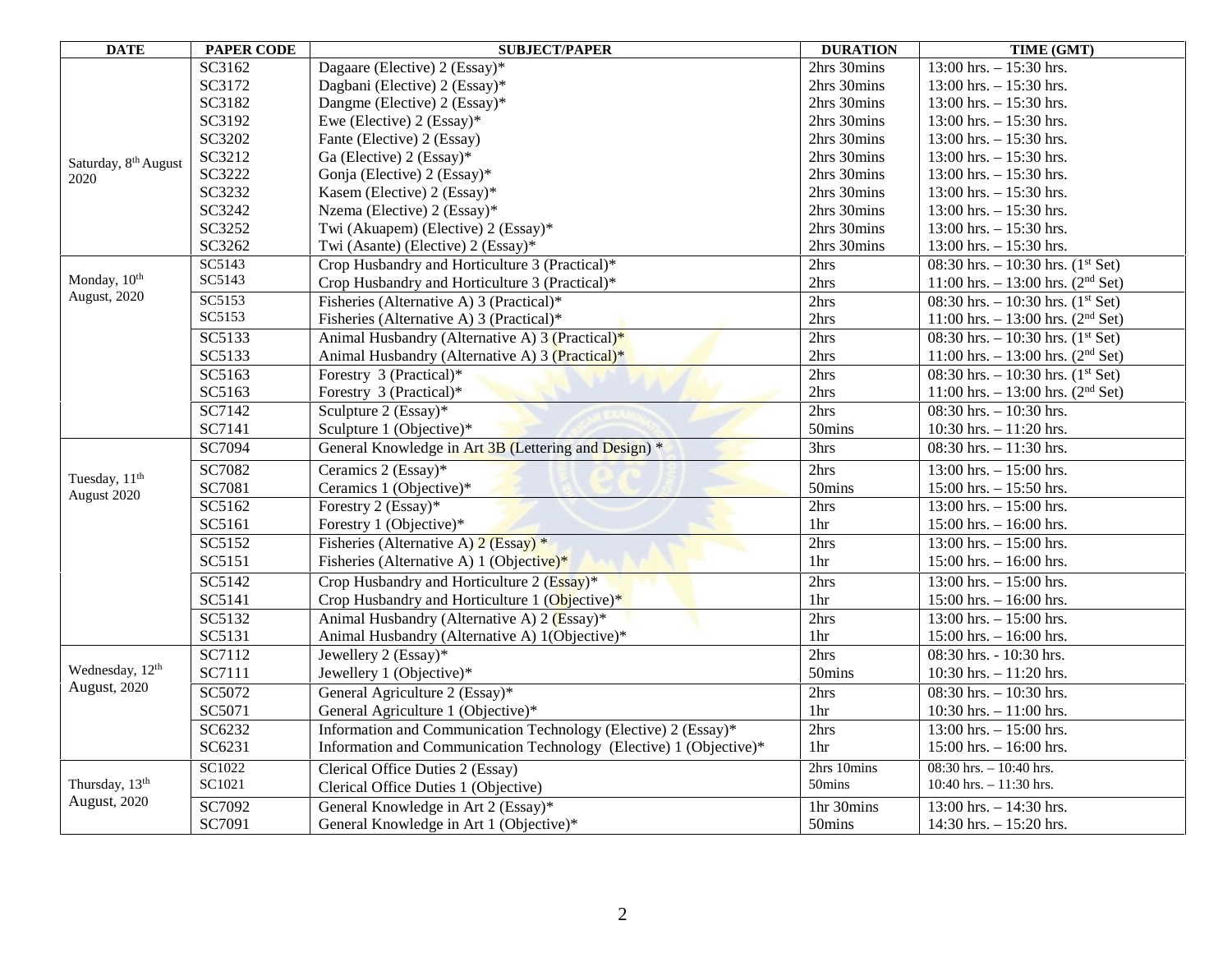| DATE | PAPER CODE | SUBJECT/PAPER | DURATION | TIME (GMT) |
| --- | --- | --- | --- | --- |
| Saturday, 8th August 2020 | SC3162 | Dagaare (Elective) 2 (Essay)* | 2hrs 30mins | 13:00 hrs. – 15:30 hrs. |
| | SC3172 | Dagbani (Elective) 2 (Essay)* | 2hrs 30mins | 13:00 hrs. – 15:30 hrs. |
| | SC3182 | Dangme (Elective) 2 (Essay)* | 2hrs 30mins | 13:00 hrs. – 15:30 hrs. |
| | SC3192 | Ewe (Elective) 2 (Essay)* | 2hrs 30mins | 13:00 hrs. – 15:30 hrs. |
| | SC3202 | Fante (Elective) 2 (Essay) | 2hrs 30mins | 13:00 hrs. – 15:30 hrs. |
| | SC3212 | Ga (Elective) 2 (Essay)* | 2hrs 30mins | 13:00 hrs. – 15:30 hrs. |
| | SC3222 | Gonja (Elective) 2 (Essay)* | 2hrs 30mins | 13:00 hrs. – 15:30 hrs. |
| | SC3232 | Kasem (Elective) 2 (Essay)* | 2hrs 30mins | 13:00 hrs. – 15:30 hrs. |
| | SC3242 | Nzema (Elective) 2 (Essay)* | 2hrs 30mins | 13:00 hrs. – 15:30 hrs. |
| | SC3252 | Twi (Akuapem) (Elective) 2 (Essay)* | 2hrs 30mins | 13:00 hrs. – 15:30 hrs. |
| | SC3262 | Twi (Asante) (Elective) 2 (Essay)* | 2hrs 30mins | 13:00 hrs. – 15:30 hrs. |
| Monday, 10th August, 2020 | SC5143 | Crop Husbandry and Horticulture 3 (Practical)* | 2hrs | 08:30 hrs. – 10:30 hrs. (1st Set) |
| | SC5143 | Crop Husbandry and Horticulture 3 (Practical)* | 2hrs | 11:00 hrs. – 13:00 hrs. (2nd Set) |
| | SC5153 | Fisheries (Alternative A) 3 (Practical)* | 2hrs | 08:30 hrs. – 10:30 hrs. (1st Set) |
| | SC5153 | Fisheries (Alternative A) 3 (Practical)* | 2hrs | 11:00 hrs. – 13:00 hrs. (2nd Set) |
| | SC5133 | Animal Husbandry (Alternative A) 3 (Practical)* | 2hrs | 08:30 hrs. – 10:30 hrs. (1st Set) |
| | SC5133 | Animal Husbandry (Alternative A) 3 (Practical)* | 2hrs | 11:00 hrs. – 13:00 hrs. (2nd Set) |
| | SC5163 | Forestry 3 (Practical)* | 2hrs | 08:30 hrs. – 10:30 hrs. (1st Set) |
| | SC5163 | Forestry 3 (Practical)* | 2hrs | 11:00 hrs. – 13:00 hrs. (2nd Set) |
| | SC7142 | Sculpture 2 (Essay)* | 2hrs | 08:30 hrs. – 10:30 hrs. |
| | SC7141 | Sculpture 1 (Objective)* | 50mins | 10:30 hrs. – 11:20 hrs. |
| Tuesday, 11th August 2020 | SC7094 | General Knowledge in Art 3B (Lettering and Design) * | 3hrs | 08:30 hrs. – 11:30 hrs. |
| | SC7082 | Ceramics 2 (Essay)* | 2hrs | 13:00 hrs. – 15:00 hrs. |
| | SC7081 | Ceramics 1 (Objective)* | 50mins | 15:00 hrs. – 15:50 hrs. |
| | SC5162 | Forestry 2 (Essay)* | 2hrs | 13:00 hrs. – 15:00 hrs. |
| | SC5161 | Forestry 1 (Objective)* | 1hr | 15:00 hrs. – 16:00 hrs. |
| | SC5152 | Fisheries (Alternative A) 2 (Essay) * | 2hrs | 13:00 hrs. – 15:00 hrs. |
| | SC5151 | Fisheries (Alternative A) 1 (Objective)* | 1hr | 15:00 hrs. – 16:00 hrs. |
| | SC5142 | Crop Husbandry and Horticulture 2 (Essay)* | 2hrs | 13:00 hrs. – 15:00 hrs. |
| | SC5141 | Crop Husbandry and Horticulture 1 (Objective)* | 1hr | 15:00 hrs. – 16:00 hrs. |
| | SC5132 | Animal Husbandry (Alternative A) 2 (Essay)* | 2hrs | 13:00 hrs. – 15:00 hrs. |
| | SC5131 | Animal Husbandry (Alternative A) 1(Objective)* | 1hr | 15:00 hrs. – 16:00 hrs. |
| Wednesday, 12th August, 2020 | SC7112 | Jewellery 2 (Essay)* | 2hrs | 08:30 hrs. - 10:30 hrs. |
| | SC7111 | Jewellery 1 (Objective)* | 50mins | 10:30 hrs. – 11:20 hrs. |
| | SC5072 | General Agriculture 2 (Essay)* | 2hrs | 08:30 hrs. – 10:30 hrs. |
| | SC5071 | General Agriculture 1 (Objective)* | 1hr | 10:30 hrs. – 11:00 hrs. |
| | SC6232 | Information and Communication Technology (Elective) 2 (Essay)* | 2hrs | 13:00 hrs. – 15:00 hrs. |
| | SC6231 | Information and Communication Technology (Elective) 1 (Objective)* | 1hr | 15:00 hrs. – 16:00 hrs. |
| Thursday, 13th August, 2020 | SC1022 | Clerical Office Duties 2 (Essay) | 2hrs 10mins | 08:30 hrs. – 10:40 hrs. |
| | SC1021 | Clerical Office Duties 1 (Objective) | 50mins | 10:40 hrs. – 11:30 hrs. |
| | SC7092 | General Knowledge in Art 2 (Essay)* | 1hr 30mins | 13:00 hrs. – 14:30 hrs. |
| | SC7091 | General Knowledge in Art 1 (Objective)* | 50mins | 14:30 hrs. – 15:20 hrs. |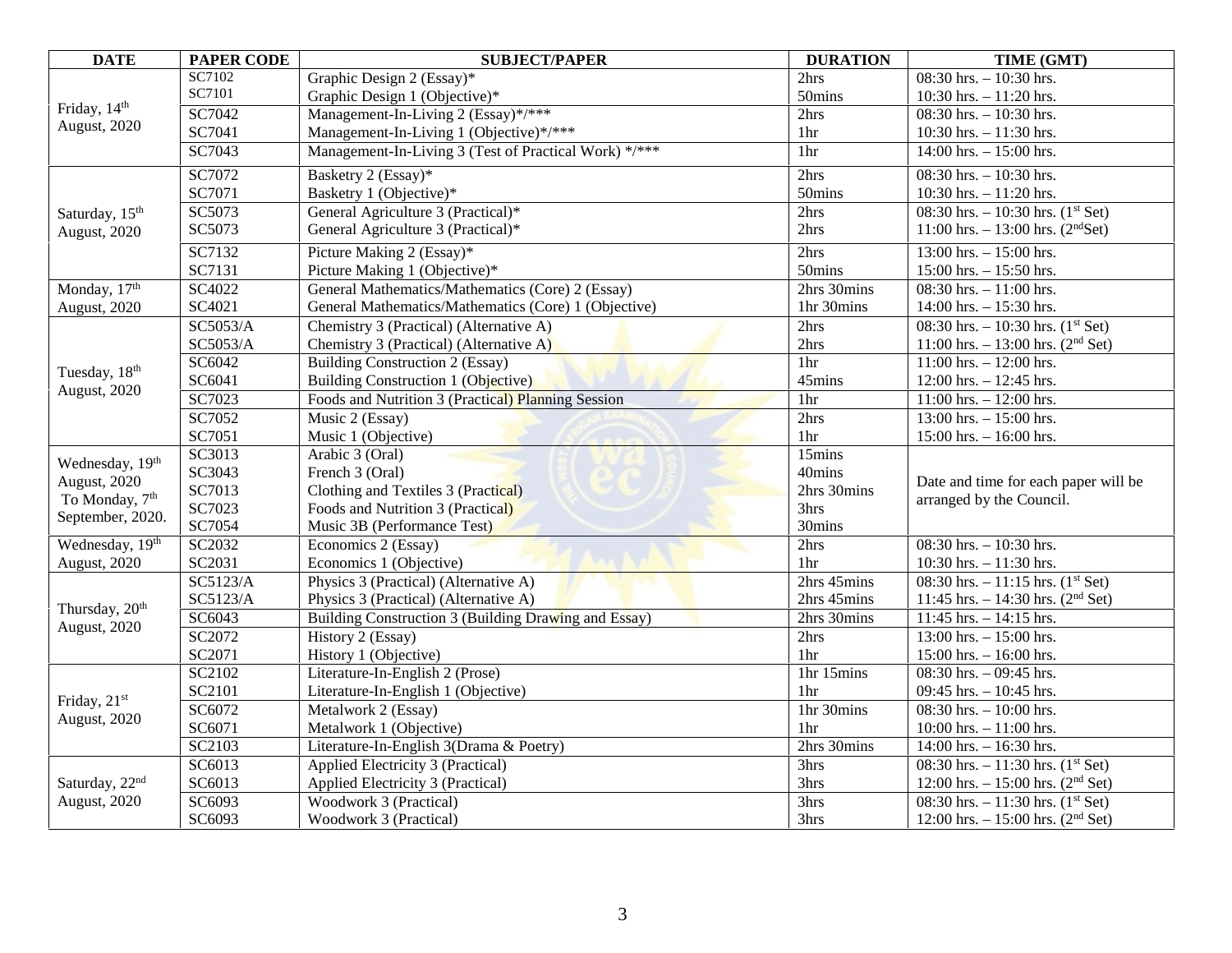| DATE | PAPER CODE | SUBJECT/PAPER | DURATION | TIME (GMT) |
|---|---|---|---|---|
| Friday, 14th August, 2020 | SC7102 | Graphic Design 2 (Essay)* | 2hrs | 08:30 hrs. – 10:30 hrs. |
| | SC7101 | Graphic Design 1 (Objective)* | 50mins | 10:30 hrs. – 11:20 hrs. |
| | SC7042 | Management-In-Living 2 (Essay)*/*** | 2hrs | 08:30 hrs. – 10:30 hrs. |
| | SC7041 | Management-In-Living 1 (Objective)*/*** | 1hr | 10:30 hrs. – 11:30 hrs. |
| | SC7043 | Management-In-Living 3 (Test of Practical Work) */*** | 1hr | 14:00 hrs. – 15:00 hrs. |
| Saturday, 15th August, 2020 | SC7072 | Basketry 2 (Essay)* | 2hrs | 08:30 hrs. – 10:30 hrs. |
| | SC7071 | Basketry 1 (Objective)* | 50mins | 10:30 hrs. – 11:20 hrs. |
| | SC5073 | General Agriculture 3 (Practical)* | 2hrs | 08:30 hrs. – 10:30 hrs. (1st Set) |
| | SC5073 | General Agriculture 3 (Practical)* | 2hrs | 11:00 hrs. – 13:00 hrs. (2nd Set) |
| | SC7132 | Picture Making 2 (Essay)* | 2hrs | 13:00 hrs. – 15:00 hrs. |
| | SC7131 | Picture Making 1 (Objective)* | 50mins | 15:00 hrs. – 15:50 hrs. |
| Monday, 17th August, 2020 | SC4022 | General Mathematics/Mathematics (Core) 2 (Essay) | 2hrs 30mins | 08:30 hrs. – 11:00 hrs. |
| | SC4021 | General Mathematics/Mathematics (Core) 1 (Objective) | 1hr 30mins | 14:00 hrs. – 15:30 hrs. |
| Tuesday, 18th August, 2020 | SC5053/A | Chemistry 3 (Practical) (Alternative A) | 2hrs | 08:30 hrs. – 10:30 hrs. (1st Set) |
| | SC5053/A | Chemistry 3 (Practical) (Alternative A) | 2hrs | 11:00 hrs. – 13:00 hrs. (2nd Set) |
| | SC6042 | Building Construction 2 (Essay) | 1hr | 11:00 hrs. – 12:00 hrs. |
| | SC6041 | Building Construction 1 (Objective) | 45mins | 12:00 hrs. – 12:45 hrs. |
| | SC7023 | Foods and Nutrition 3 (Practical) Planning Session | 1hr | 11:00 hrs. – 12:00 hrs. |
| | SC7052 | Music 2 (Essay) | 2hrs | 13:00 hrs. – 15:00 hrs. |
| | SC7051 | Music 1 (Objective) | 1hr | 15:00 hrs. – 16:00 hrs. |
| Wednesday, 19th August, 2020 To Monday, 7th September, 2020. | SC3013 | Arabic 3 (Oral) | 15mins | Date and time for each paper will be arranged by the Council. |
| | SC3043 | French 3 (Oral) | 40mins | |
| | SC7013 | Clothing and Textiles 3 (Practical) | 2hrs 30mins | |
| | SC7023 | Foods and Nutrition 3 (Practical) | 3hrs | |
| | SC7054 | Music 3B (Performance Test) | 30mins | |
| Wednesday, 19th August, 2020 | SC2032 | Economics 2 (Essay) | 2hrs | 08:30 hrs. – 10:30 hrs. |
| | SC2031 | Economics 1 (Objective) | 1hr | 10:30 hrs. – 11:30 hrs. |
| Thursday, 20th August, 2020 | SC5123/A | Physics 3 (Practical) (Alternative A) | 2hrs 45mins | 08:30 hrs. – 11:15 hrs. (1st Set) |
| | SC5123/A | Physics 3 (Practical) (Alternative A) | 2hrs 45mins | 11:45 hrs. – 14:30 hrs. (2nd Set) |
| | SC6043 | Building Construction 3 (Building Drawing and Essay) | 2hrs 30mins | 11:45 hrs. – 14:15 hrs. |
| | SC2072 | History 2 (Essay) | 2hrs | 13:00 hrs. – 15:00 hrs. |
| | SC2071 | History 1 (Objective) | 1hr | 15:00 hrs. – 16:00 hrs. |
| Friday, 21st August, 2020 | SC2102 | Literature-In-English 2 (Prose) | 1hr 15mins | 08:30 hrs. – 09:45 hrs. |
| | SC2101 | Literature-In-English 1 (Objective) | 1hr | 09:45 hrs. – 10:45 hrs. |
| | SC6072 | Metalwork 2 (Essay) | 1hr 30mins | 08:30 hrs. – 10:00 hrs. |
| | SC6071 | Metalwork 1 (Objective) | 1hr | 10:00 hrs. – 11:00 hrs. |
| | SC2103 | Literature-In-English 3(Drama & Poetry) | 2hrs 30mins | 14:00 hrs. – 16:30 hrs. |
| Saturday, 22nd August, 2020 | SC6013 | Applied Electricity 3 (Practical) | 3hrs | 08:30 hrs. – 11:30 hrs. (1st Set) |
| | SC6013 | Applied Electricity 3 (Practical) | 3hrs | 12:00 hrs. – 15:00 hrs. (2nd Set) |
| | SC6093 | Woodwork 3 (Practical) | 3hrs | 08:30 hrs. – 11:30 hrs. (1st Set) |
| | SC6093 | Woodwork 3 (Practical) | 3hrs | 12:00 hrs. – 15:00 hrs. (2nd Set) |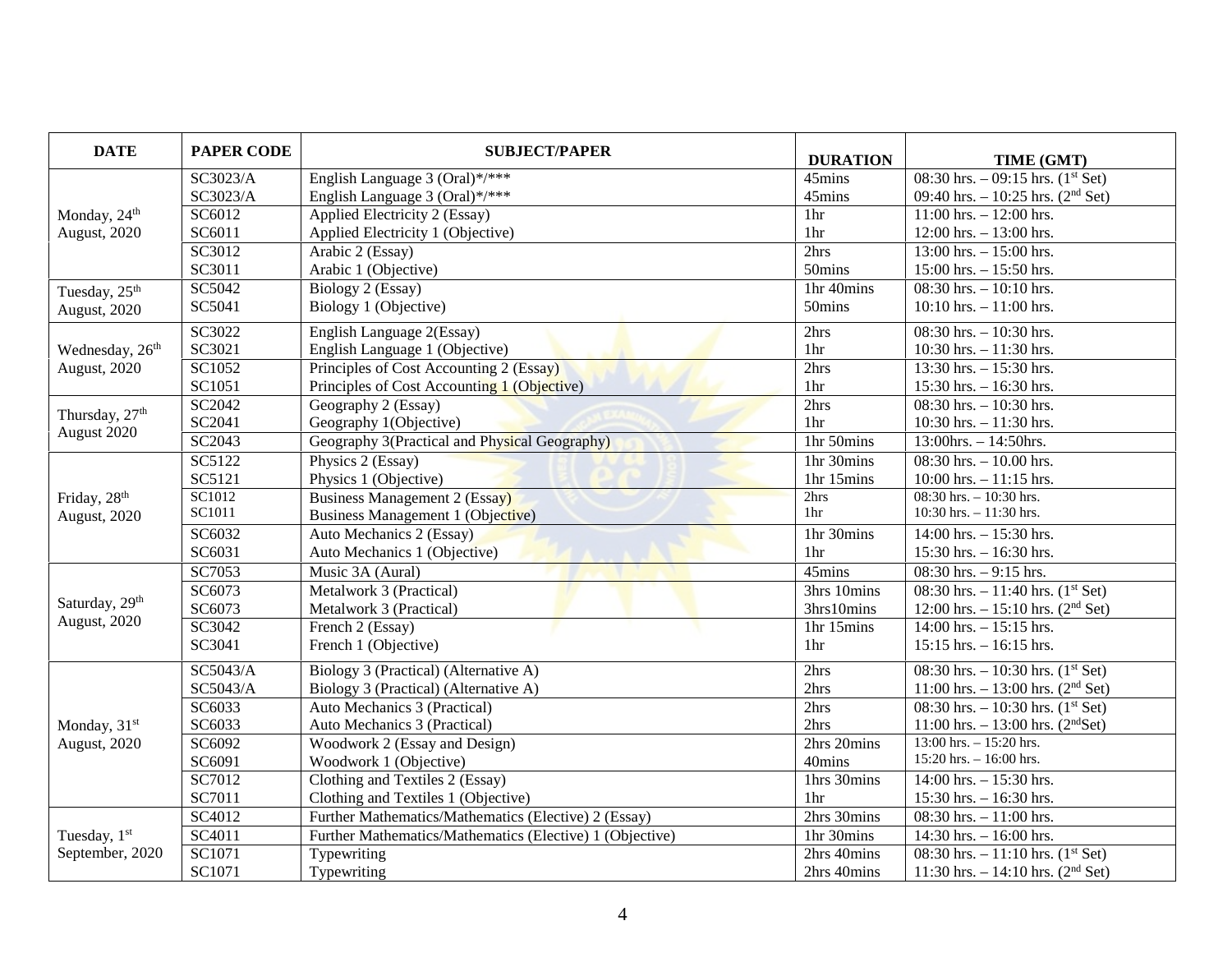| DATE | PAPER CODE | SUBJECT/PAPER | DURATION | TIME (GMT) |
|---|---|---|---|---|
| Monday, 24th August, 2020 | SC3023/A | English Language 3 (Oral)*/*** | 45mins | 08:30 hrs. – 09:15 hrs. (1st Set) |
| | SC3023/A | English Language 3 (Oral)*/*** | 45mins | 09:40 hrs. – 10:25 hrs. (2nd Set) |
| | SC6012 | Applied Electricity 2 (Essay) | 1hr | 11:00 hrs. – 12:00 hrs. |
| | SC6011 | Applied Electricity 1 (Objective) | 1hr | 12:00 hrs. – 13:00 hrs. |
| | SC3012 | Arabic 2 (Essay) | 2hrs | 13:00 hrs. – 15:00 hrs. |
| | SC3011 | Arabic 1 (Objective) | 50mins | 15:00 hrs. – 15:50 hrs. |
| Tuesday, 25th August, 2020 | SC5042 | Biology 2 (Essay) | 1hr 40mins | 08:30 hrs. – 10:10 hrs. |
| | SC5041 | Biology 1 (Objective) | 50mins | 10:10 hrs. – 11:00 hrs. |
| Wednesday, 26th August, 2020 | SC3022 | English Language 2(Essay) | 2hrs | 08:30 hrs. – 10:30 hrs. |
| | SC3021 | English Language 1 (Objective) | 1hr | 10:30 hrs. – 11:30 hrs. |
| | SC1052 | Principles of Cost Accounting 2 (Essay) | 2hrs | 13:30 hrs. – 15:30 hrs. |
| | SC1051 | Principles of Cost Accounting 1 (Objective) | 1hr | 15:30 hrs. – 16:30 hrs. |
| Thursday, 27th August 2020 | SC2042 | Geography 2 (Essay) | 2hrs | 08:30 hrs. – 10:30 hrs. |
| | SC2041 | Geography 1(Objective) | 1hr | 10:30 hrs. – 11:30 hrs. |
| | SC2043 | Geography 3(Practical and Physical Geography) | 1hr 50mins | 13:00hrs. – 14:50hrs. |
| Friday, 28th August, 2020 | SC5122 | Physics 2 (Essay) | 1hr 30mins | 08:30 hrs. – 10.00 hrs. |
| | SC5121 | Physics 1 (Objective) | 1hr 15mins | 10:00 hrs. – 11:15 hrs. |
| | SC1012 | Business Management 2 (Essay) | 2hrs | 08:30 hrs. – 10:30 hrs. |
| | SC1011 | Business Management 1 (Objective) | 1hr | 10:30 hrs. – 11:30 hrs. |
| | SC6032 | Auto Mechanics 2 (Essay) | 1hr 30mins | 14:00 hrs. – 15:30 hrs. |
| | SC6031 | Auto Mechanics 1 (Objective) | 1hr | 15:30 hrs. – 16:30 hrs. |
| Saturday, 29th August, 2020 | SC7053 | Music 3A (Aural) | 45mins | 08:30 hrs. – 9:15 hrs. |
| | SC6073 | Metalwork 3 (Practical) | 3hrs 10mins | 08:30 hrs. – 11:40 hrs. (1st Set) |
| | SC6073 | Metalwork 3 (Practical) | 3hrs10mins | 12:00 hrs. – 15:10 hrs. (2nd Set) |
| | SC3042 | French 2 (Essay) | 1hr 15mins | 14:00 hrs. – 15:15 hrs. |
| | SC3041 | French 1 (Objective) | 1hr | 15:15 hrs. – 16:15 hrs. |
| Monday, 31st August, 2020 | SC5043/A | Biology 3 (Practical) (Alternative A) | 2hrs | 08:30 hrs. – 10:30 hrs. (1st Set) |
| | SC5043/A | Biology 3 (Practical) (Alternative A) | 2hrs | 11:00 hrs. – 13:00 hrs. (2nd Set) |
| | SC6033 | Auto Mechanics 3 (Practical) | 2hrs | 08:30 hrs. – 10:30 hrs. (1st Set) |
| | SC6033 | Auto Mechanics 3 (Practical) | 2hrs | 11:00 hrs. – 13:00 hrs. (2ndSet) |
| | SC6092 | Woodwork 2 (Essay and Design) | 2hrs 20mins | 13:00 hrs. – 15:20 hrs. |
| | SC6091 | Woodwork 1 (Objective) | 40mins | 15:20 hrs. – 16:00 hrs. |
| | SC7012 | Clothing and Textiles 2 (Essay) | 1hrs 30mins | 14:00 hrs. – 15:30 hrs. |
| | SC7011 | Clothing and Textiles 1 (Objective) | 1hr | 15:30 hrs. – 16:30 hrs. |
| Tuesday, 1st September, 2020 | SC4012 | Further Mathematics/Mathematics (Elective) 2 (Essay) | 2hrs 30mins | 08:30 hrs. – 11:00 hrs. |
| | SC4011 | Further Mathematics/Mathematics (Elective) 1 (Objective) | 1hr 30mins | 14:30 hrs. – 16:00 hrs. |
| | SC1071 | Typewriting | 2hrs 40mins | 08:30 hrs. – 11:10 hrs. (1st Set) |
| | SC1071 | Typewriting | 2hrs 40mins | 11:30 hrs. – 14:10 hrs. (2nd Set) |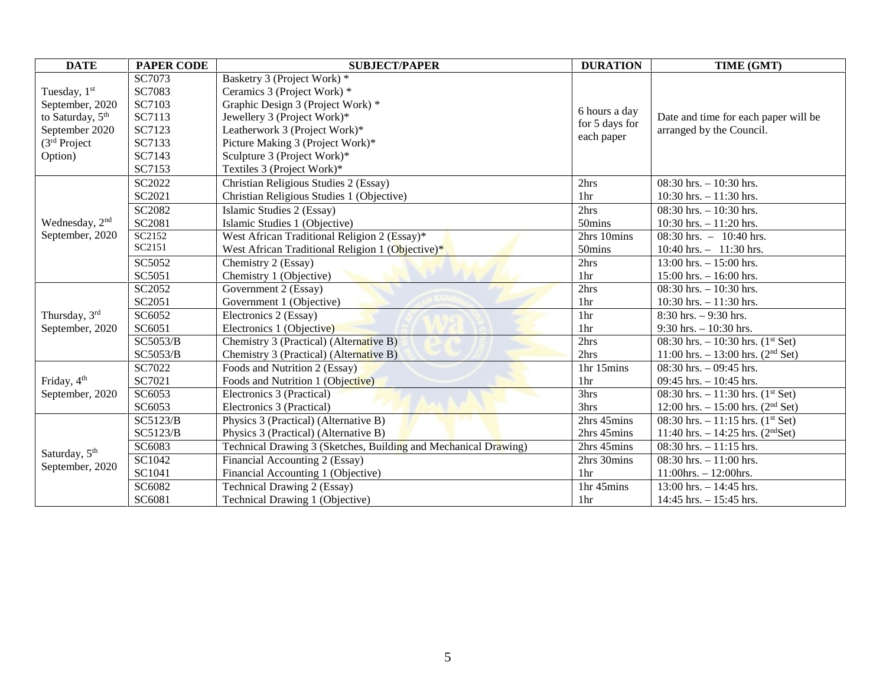| DATE | PAPER CODE | SUBJECT/PAPER | DURATION | TIME (GMT) |
|---|---|---|---|---|
| Tuesday, 1st September, 2020 to Saturday, 5th September 2020 (3rd Project Option) | SC7073 | Basketry 3 (Project Work) * | 6 hours a day for 5 days for each paper | Date and time for each paper will be arranged by the Council. |
| | SC7083 | Ceramics 3 (Project Work) * | | |
| | SC7103 | Graphic Design 3 (Project Work) * | | |
| | SC7113 | Jewellery 3 (Project Work)* | | |
| | SC7123 | Leatherwork 3 (Project Work)* | | |
| | SC7133 | Picture Making 3 (Project Work)* | | |
| | SC7143 | Sculpture 3 (Project Work)* | | |
| | SC7153 | Textiles 3 (Project Work)* | | |
| Wednesday, 2nd September, 2020 | SC2022 | Christian Religious Studies 2 (Essay) | 2hrs | 08:30 hrs. – 10:30 hrs. |
| | SC2021 | Christian Religious Studies 1 (Objective) | 1hr | 10:30 hrs. – 11:30 hrs. |
| | SC2082 | Islamic Studies 2 (Essay) | 2hrs | 08:30 hrs. – 10:30 hrs. |
| | SC2081 | Islamic Studies 1 (Objective) | 50mins | 10:30 hrs. – 11:20 hrs. |
| | SC2152 | West African Traditional Religion 2 (Essay)* | 2hrs 10mins | 08:30 hrs. – 10:40 hrs. |
| | SC2151 | West African Traditional Religion 1 (Objective)* | 50mins | 10:40 hrs. – 11:30 hrs. |
| | SC5052 | Chemistry 2 (Essay) | 2hrs | 13:00 hrs. – 15:00 hrs. |
| | SC5051 | Chemistry 1 (Objective) | 1hr | 15:00 hrs. – 16:00 hrs. |
| Thursday, 3rd September, 2020 | SC2052 | Government 2 (Essay) | 2hrs | 08:30 hrs. – 10:30 hrs. |
| | SC2051 | Government 1 (Objective) | 1hr | 10:30 hrs. – 11:30 hrs. |
| | SC6052 | Electronics 2 (Essay) | 1hr | 8:30 hrs. – 9:30 hrs. |
| | SC6051 | Electronics 1 (Objective) | 1hr | 9:30 hrs. – 10:30 hrs. |
| | SC5053/B | Chemistry 3 (Practical) (Alternative B) | 2hrs | 08:30 hrs. – 10:30 hrs. (1st Set) |
| | SC5053/B | Chemistry 3 (Practical) (Alternative B) | 2hrs | 11:00 hrs. – 13:00 hrs. (2nd Set) |
| Friday, 4th September, 2020 | SC7022 | Foods and Nutrition 2 (Essay) | 1hr 15mins | 08:30 hrs. – 09:45 hrs. |
| | SC7021 | Foods and Nutrition 1 (Objective) | 1hr | 09:45 hrs. – 10:45 hrs. |
| | SC6053 | Electronics 3 (Practical) | 3hrs | 08:30 hrs. – 11:30 hrs. (1st Set) |
| | SC6053 | Electronics 3 (Practical) | 3hrs | 12:00 hrs. – 15:00 hrs. (2nd Set) |
| Saturday, 5th September, 2020 | SC5123/B | Physics 3 (Practical) (Alternative B) | 2hrs 45mins | 08:30 hrs. – 11:15 hrs. (1st Set) |
| | SC5123/B | Physics 3 (Practical) (Alternative B) | 2hrs 45mins | 11:40 hrs. – 14:25 hrs. (2ndSet) |
| | SC6083 | Technical Drawing 3 (Sketches, Building and Mechanical Drawing) | 2hrs 45mins | 08:30 hrs. – 11:15 hrs. |
| | SC1042 | Financial Accounting 2 (Essay) | 2hrs 30mins | 08:30 hrs. – 11:00 hrs. |
| | SC1041 | Financial Accounting 1 (Objective) | 1hr | 11:00hrs. – 12:00hrs. |
| | SC6082 | Technical Drawing 2 (Essay) | 1hr 45mins | 13:00 hrs. – 14:45 hrs. |
| | SC6081 | Technical Drawing 1 (Objective) | 1hr | 14:45 hrs. – 15:45 hrs. |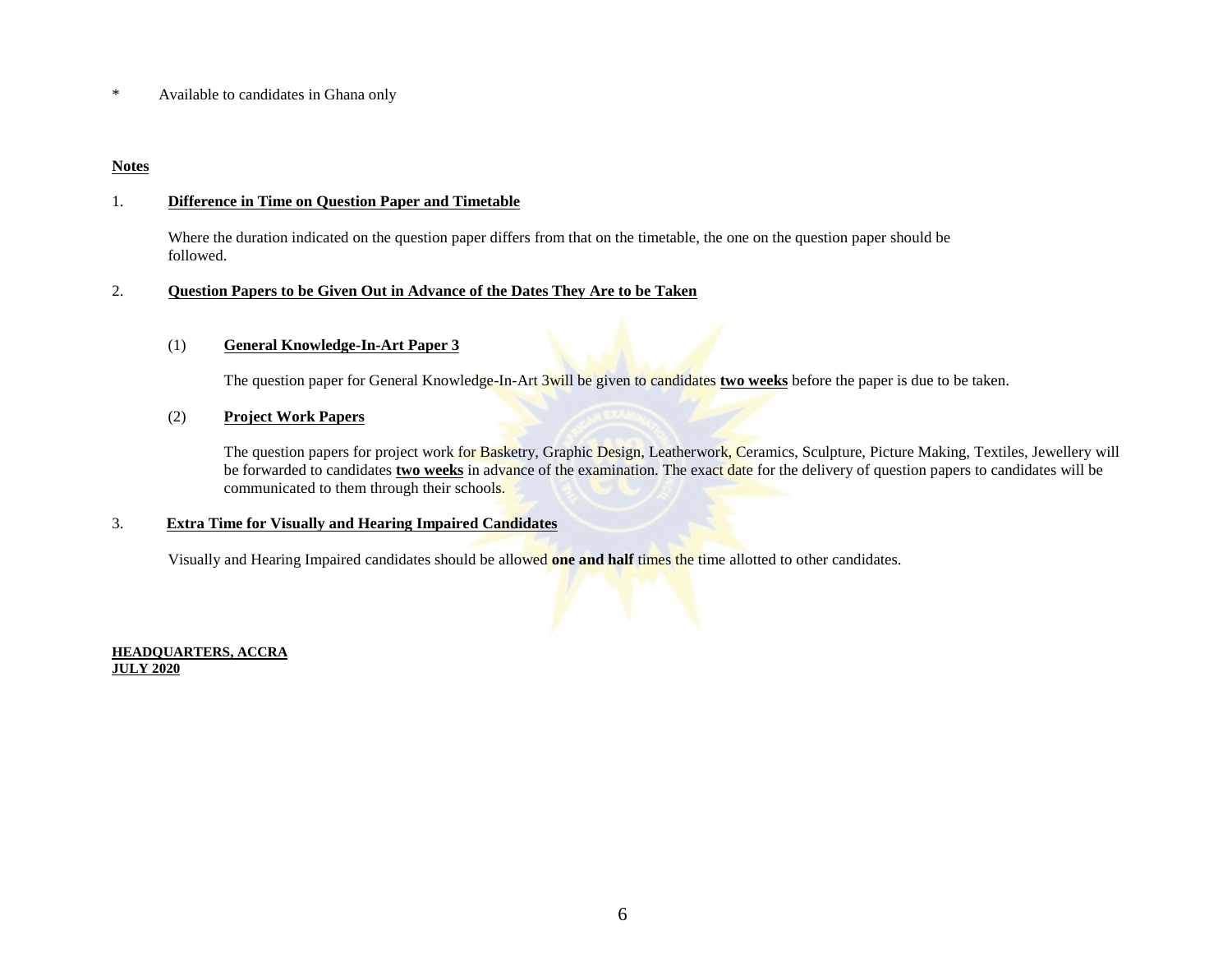*  Available to candidates in Ghana only

**Notes**

1. **Difference in Time on Question Paper and Timetable**

   Where the duration indicated on the question paper differs from that on the timetable, the one on the question paper should be followed.

2. **Question Papers to be Given Out in Advance of the Dates They Are to be Taken**

   (1) **General Knowledge-In-Art Paper 3**

   The question paper for General Knowledge-In-Art 3will be given to candidates **two weeks** before the paper is due to be taken.

   (2) **Project Work Papers**

   The question papers for project work for Basketry, Graphic Design, Leatherwork, Ceramics, Sculpture, Picture Making, Textiles, Jewellery will be forwarded to candidates **two weeks** in advance of the examination. The exact date for the delivery of question papers to candidates will be communicated to them through their schools.

3. **Extra Time for Visually and Hearing Impaired Candidates**

   Visually and Hearing Impaired candidates should be allowed **one and half** times the time allotted to other candidates.

**HEADQUARTERS, ACCRA**
**JULY 2020**